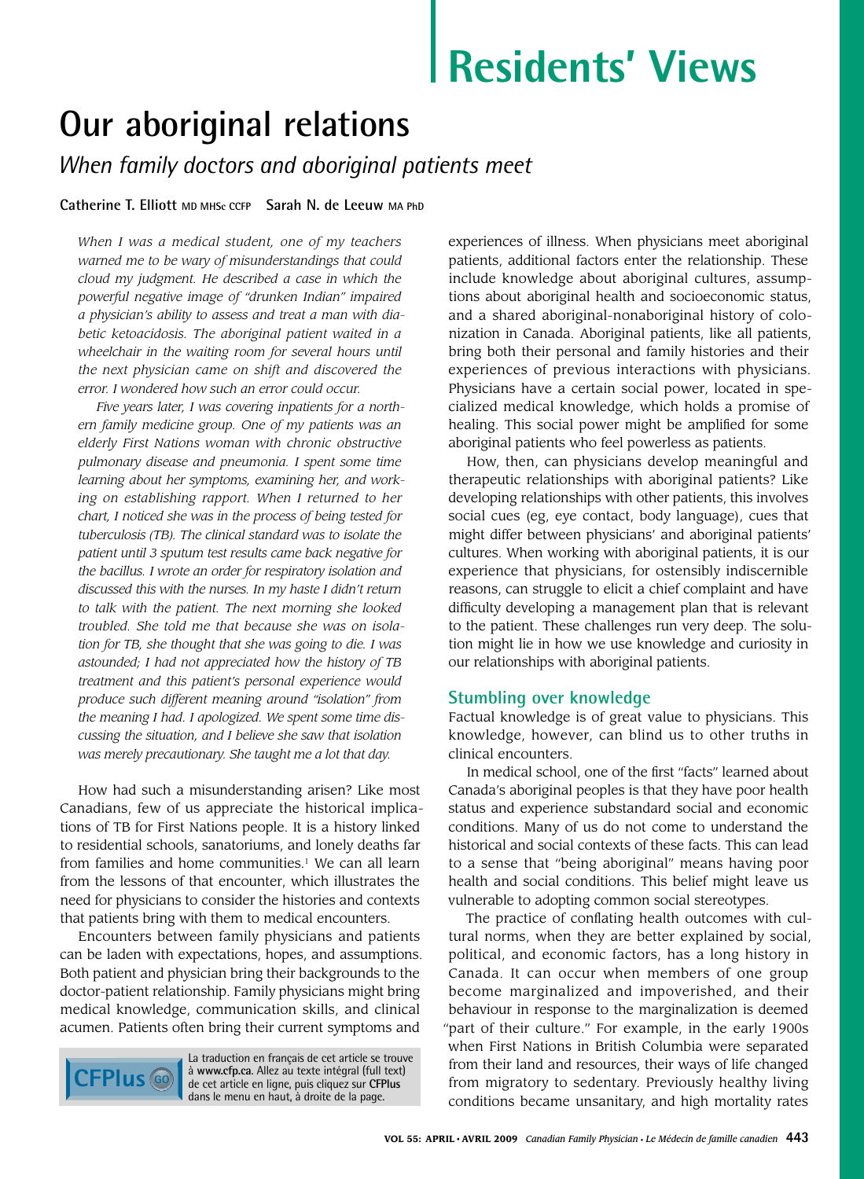# Residents' Views

# Our aboriginal relations

## *When family doctors and aboriginal patients meet*

**Catherine T. Elliott** MD MHSc CCFP **Sarah N. de Leeuw** MA PhD

*When I was a medical student, one of my teachers warned me to be wary of misunderstandings that could cloud my judgment. He described a case in which the powerful negative image of "drunken Indian" impaired a physician's ability to assess and treat a man with diabetic ketoacidosis. The aboriginal patient waited in a wheelchair in the waiting room for several hours until the next physician came on shift and discovered the error. I wondered how such an error could occur.*

*Five years later, I was covering inpatients for a northern family medicine group. One of my patients was an elderly First Nations woman with chronic obstructive pulmonary disease and pneumonia. I spent some time learning about her symptoms, examining her, and working on establishing rapport. When I returned to her chart, I noticed she was in the process of being tested for tuberculosis (TB). The clinical standard was to isolate the patient until 3 sputum test results came back negative for the bacillus. I wrote an order for respiratory isolation and discussed this with the nurses. In my haste I didn't return to talk with the patient. The next morning she looked troubled. She told me that because she was on isolation for TB, she thought that she was going to die. I was astounded; I had not appreciated how the history of TB treatment and this patient's personal experience would produce such different meaning around "isolation" from the meaning I had. I apologized. We spent some time discussing the situation, and I believe she saw that isolation was merely precautionary. She taught me a lot that day.*

How had such a misunderstanding arisen? Like most Canadians, few of us appreciate the historical implications of TB for First Nations people. It is a history linked to residential schools, sanatoriums, and lonely deaths far from families and home communities.[1] We can all learn from the lessons of that encounter, which illustrates the need for physicians to consider the histories and contexts that patients bring with them to medical encounters.

Encounters between family physicians and patients can be laden with expectations, hopes, and assumptions. Both patient and physician bring their backgrounds to the doctor-patient relationship. Family physicians might bring medical knowledge, communication skills, and clinical acumen. Patients often bring their current symptoms and experiences of illness. When physicians meet aboriginal patients, additional factors enter the relationship. These include knowledge about aboriginal cultures, assumptions about aboriginal health and socioeconomic status, and a shared aboriginal-nonaboriginal history of colonization in Canada. Aboriginal patients, like all patients, bring both their personal and family histories and their experiences of previous interactions with physicians. Physicians have a certain social power, located in specialized medical knowledge, which holds a promise of healing. This social power might be amplified for some aboriginal patients who feel powerless as patients.

How, then, can physicians develop meaningful and therapeutic relationships with aboriginal patients? Like developing relationships with other patients, this involves social cues (eg, eye contact, body language), cues that might differ between physicians' and aboriginal patients' cultures. When working with aboriginal patients, it is our experience that physicians, for ostensibly indiscernible reasons, can struggle to elicit a chief complaint and have difficulty developing a management plan that is relevant to the patient. These challenges run very deep. The solution might lie in how we use knowledge and curiosity in our relationships with aboriginal patients.

### Stumbling over knowledge

Factual knowledge is of great value to physicians. This knowledge, however, can blind us to other truths in clinical encounters.

In medical school, one of the first "facts" learned about Canada's aboriginal peoples is that they have poor health status and experience substandard social and economic conditions. Many of us do not come to understand the historical and social contexts of these facts. This can lead to a sense that "being aboriginal" means having poor health and social conditions. This belief might leave us vulnerable to adopting common social stereotypes.

The practice of conflating health outcomes with cultural norms, when they are better explained by social, political, and economic factors, has a long history in Canada. It can occur when members of one group become marginalized and impoverished, and their behaviour in response to the marginalization is deemed "part of their culture." For example, in the early 1900s when First Nations in British Columbia were separated from their land and resources, their ways of life changed from migratory to sedentary. Previously healthy living conditions became unsanitary, and high mortality rates

La traduction en français de cet article se trouve à **www.cfp.ca**. Allez au texte intégral (full text) de cet article en ligne, puis cliquez sur **CFPlus** dans le menu en haut, à droite de la page.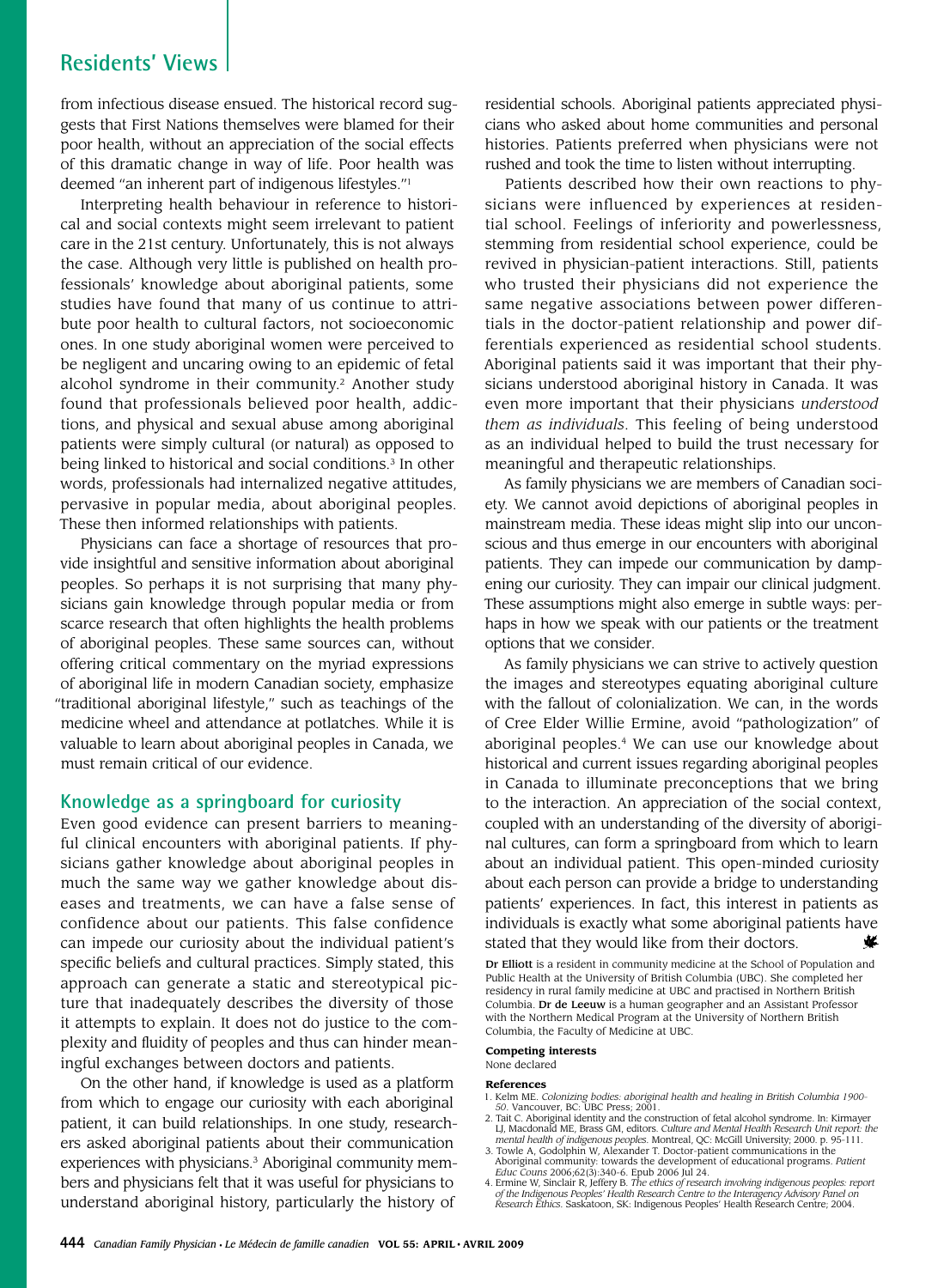from infectious disease ensued. The historical record suggests that First Nations themselves were blamed for their poor health, without an appreciation of the social effects of this dramatic change in way of life. Poor health was deemed "an inherent part of indigenous lifestyles."[1]

Interpreting health behaviour in reference to historical and social contexts might seem irrelevant to patient care in the 21st century. Unfortunately, this is not always the case. Although very little is published on health professionals' knowledge about aboriginal patients, some studies have found that many of us continue to attribute poor health to cultural factors, not socioeconomic ones. In one study aboriginal women were perceived to be negligent and uncaring owing to an epidemic of fetal alcohol syndrome in their community.[2] Another study found that professionals believed poor health, addictions, and physical and sexual abuse among aboriginal patients were simply cultural (or natural) as opposed to being linked to historical and social conditions.[3] In other words, professionals had internalized negative attitudes, pervasive in popular media, about aboriginal peoples. These then informed relationships with patients.

Physicians can face a shortage of resources that provide insightful and sensitive information about aboriginal peoples. So perhaps it is not surprising that many physicians gain knowledge through popular media or from scarce research that often highlights the health problems of aboriginal peoples. These same sources can, without offering critical commentary on the myriad expressions of aboriginal life in modern Canadian society, emphasize "traditional aboriginal lifestyle," such as teachings of the medicine wheel and attendance at potlatches. While it is valuable to learn about aboriginal peoples in Canada, we must remain critical of our evidence.

## Knowledge as a springboard for curiosity

Even good evidence can present barriers to meaningful clinical encounters with aboriginal patients. If physicians gather knowledge about aboriginal peoples in much the same way we gather knowledge about diseases and treatments, we can have a false sense of confidence about our patients. This false confidence can impede our curiosity about the individual patient's specific beliefs and cultural practices. Simply stated, this approach can generate a static and stereotypical picture that inadequately describes the diversity of those it attempts to explain. It does not do justice to the complexity and fluidity of peoples and thus can hinder meaningful exchanges between doctors and patients.

On the other hand, if knowledge is used as a platform from which to engage our curiosity with each aboriginal patient, it can build relationships. In one study, researchers asked aboriginal patients about their communication experiences with physicians.[3] Aboriginal community members and physicians felt that it was useful for physicians to understand aboriginal history, particularly the history of residential schools. Aboriginal patients appreciated physicians who asked about home communities and personal histories. Patients preferred when physicians were not rushed and took the time to listen without interrupting.

Patients described how their own reactions to physicians were influenced by experiences at residential school. Feelings of inferiority and powerlessness, stemming from residential school experience, could be revived in physician-patient interactions. Still, patients who trusted their physicians did not experience the same negative associations between power differentials in the doctor-patient relationship and power differentials experienced as residential school students. Aboriginal patients said it was important that their physicians understood aboriginal history in Canada. It was even more important that their physicians *understood them as individuals*. This feeling of being understood as an individual helped to build the trust necessary for meaningful and therapeutic relationships.

As family physicians we are members of Canadian society. We cannot avoid depictions of aboriginal peoples in mainstream media. These ideas might slip into our unconscious and thus emerge in our encounters with aboriginal patients. They can impede our communication by dampening our curiosity. They can impair our clinical judgment. These assumptions might also emerge in subtle ways: perhaps in how we speak with our patients or the treatment options that we consider.

As family physicians we can strive to actively question the images and stereotypes equating aboriginal culture with the fallout of colonialization. We can, in the words of Cree Elder Willie Ermine, avoid "pathologization" of aboriginal peoples.[4] We can use our knowledge about historical and current issues regarding aboriginal peoples in Canada to illuminate preconceptions that we bring to the interaction. An appreciation of the social context, coupled with an understanding of the diversity of aboriginal cultures, can form a springboard from which to learn about an individual patient. This open-minded curiosity about each person can provide a bridge to understanding patients' experiences. In fact, this interest in patients as individuals is exactly what some aboriginal patients have stated that they would like from their doctors.

**Dr Elliott** is a resident in community medicine at the School of Population and Public Health at the University of British Columbia (UBC). She completed her residency in rural family medicine at UBC and practised in Northern British Columbia. **Dr de Leeuw** is a human geographer and an Assistant Professor with the Northern Medical Program at the University of Northern British Columbia, the Faculty of Medicine at UBC.

**Competing interests**

None declared

**References**

1. Kelm ME. *Colonizing bodies: aboriginal health and healing in British Columbia 1900-50*. Vancouver, BC: UBC Press; 2001.
2. Tait C. Aboriginal identity and the construction of fetal alcohol syndrome. In: Kirmayer LJ, Macdonald ME, Brass GM, editors. *Culture and Mental Health Research Unit report: the mental health of indigenous peoples*. Montreal, QC: McGill University; 2000. p. 95-111.
3. Towle A, Godolphin W, Alexander T. Doctor-patient communications in the Aboriginal community: towards the development of educational programs. *Patient Educ Couns* 2006;62(3):340-6. Epub 2006 Jul 24.
4. Ermine W, Sinclair R, Jeffery B. *The ethics of research involving indigenous peoples: report of the Indigenous Peoples' Health Research Centre to the Interagency Advisory Panel on Research Ethics*. Saskatoon, SK: Indigenous Peoples' Health Research Centre; 2004.